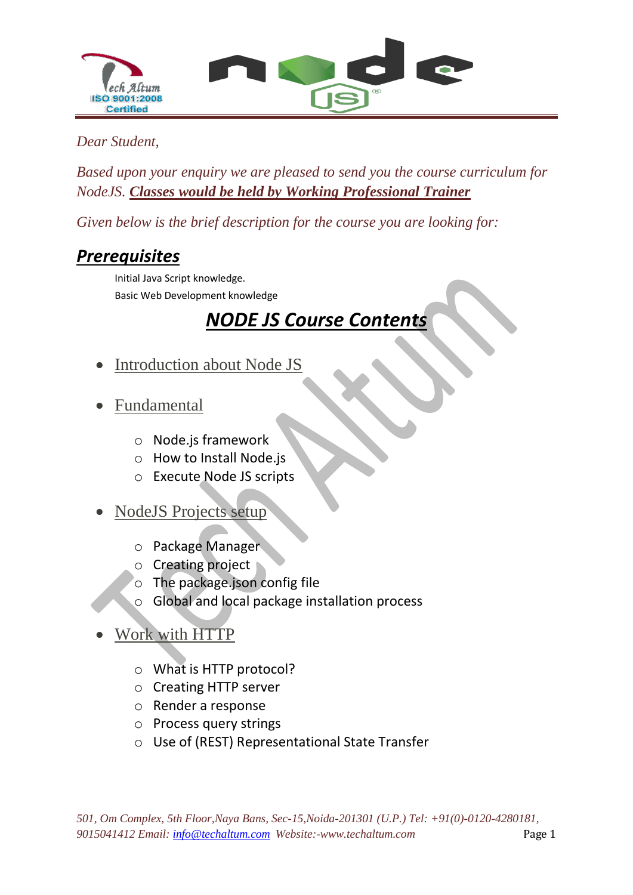*Dear Student,*

*Based upon your enquiry we are pleased to send you the course curriculum for NodeJS.* ***Classes would be held by Working Professional Trainer***

*Given below is the brief description for the course you are looking for:*

## ***Prerequisites***

Initial Java Script knowledge.
Basic Web Development knowledge

## ***NODE JS Course Contents***

- Introduction about Node JS

- Fundamental
  - Node.js framework
  - How to Install Node.js
  - Execute Node JS scripts

- NodeJS Projects setup
  - Package Manager
  - Creating project
  - The package.json config file
  - Global and local package installation process

- Work with HTTP
  - What is HTTP protocol?
  - Creating HTTP server
  - Render a response
  - Process query strings
  - Use of (REST) Representational State Transfer

*501, Om Complex, 5th Floor,Naya Bans, Sec-15,Noida-201301 (U.P.) Tel: +91(0)-0120-4280181, 9015041412 Email: info@techaltum.com Website:-www.techaltum.com*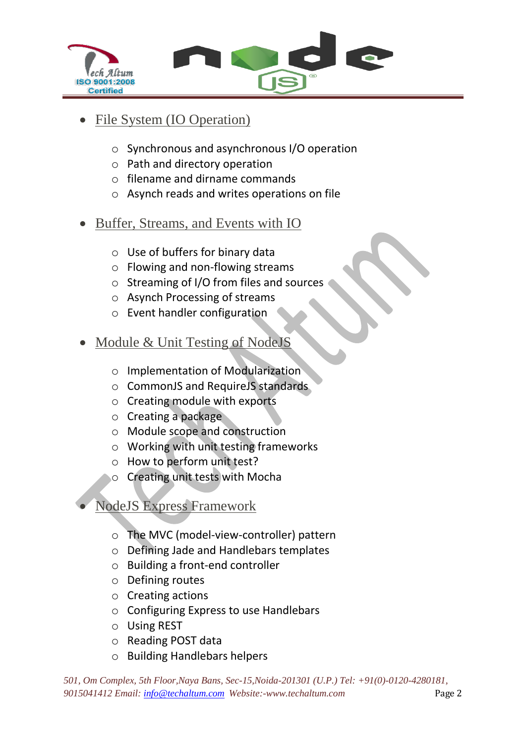- File System (IO Operation)
    - Synchronous and asynchronous I/O operation
    - Path and directory operation
    - filename and dirname commands
    - Asynch reads and writes operations on file

- Buffer, Streams, and Events with IO
    - Use of buffers for binary data
    - Flowing and non-flowing streams
    - Streaming of I/O from files and sources
    - Asynch Processing of streams
    - Event handler configuration

- Module & Unit Testing of NodeJS
    - Implementation of Modularization
    - CommonJS and RequireJS standards
    - Creating module with exports
    - Creating a package
    - Module scope and construction
    - Working with unit testing frameworks
    - How to perform unit test?
    - Creating unit tests with Mocha

- NodeJS Express Framework
    - The MVC (model-view-controller) pattern
    - Defining Jade and Handlebars templates
    - Building a front-end controller
    - Defining routes
    - Creating actions
    - Configuring Express to use Handlebars
    - Using REST
    - Reading POST data
    - Building Handlebars helpers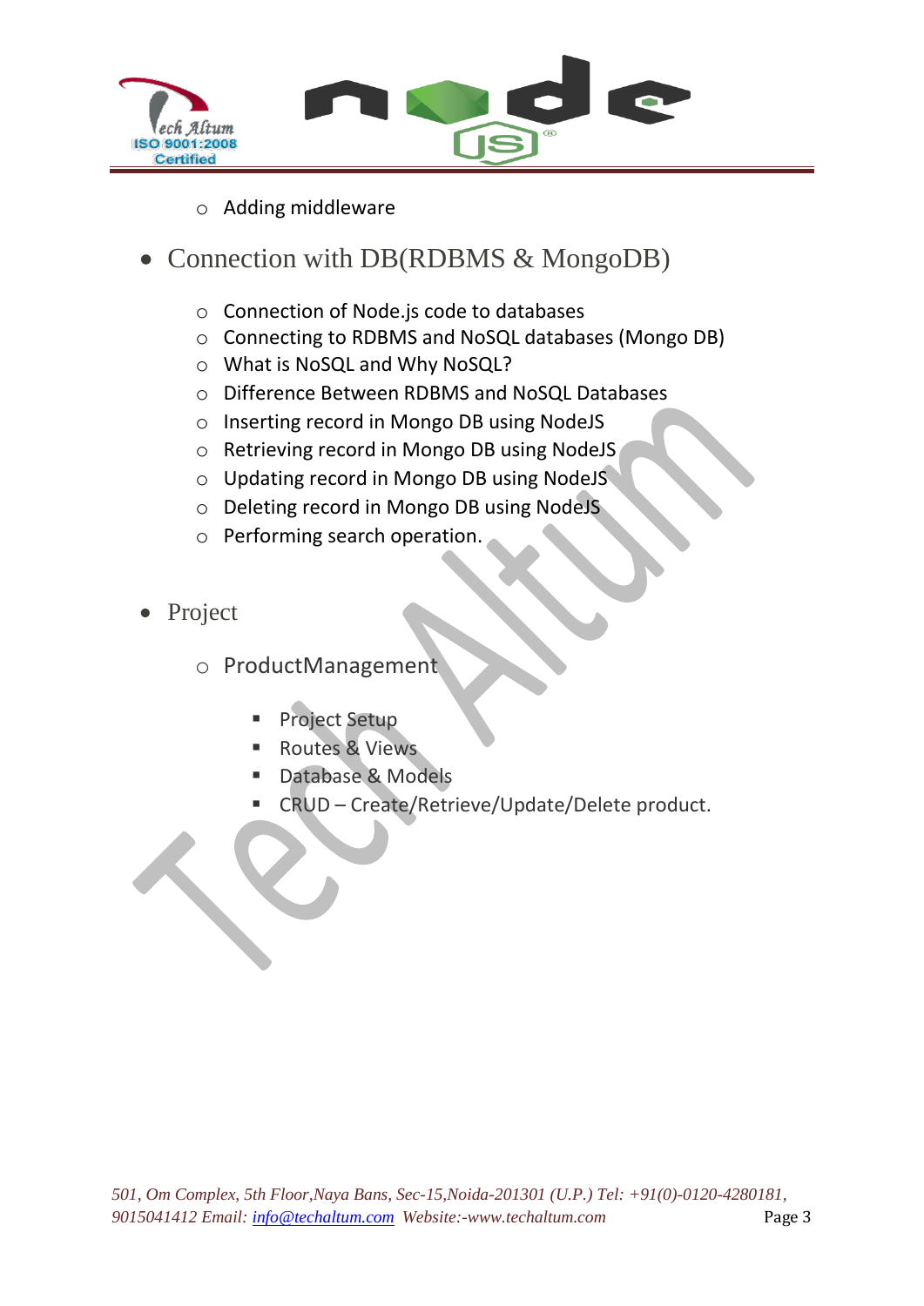- Adding middleware

- Connection with DB(RDBMS & MongoDB)
    - Connection of Node.js code to databases
    - Connecting to RDBMS and NoSQL databases (Mongo DB)
    - What is NoSQL and Why NoSQL?
    - Difference Between RDBMS and NoSQL Databases
    - Inserting record in Mongo DB using NodeJS
    - Retrieving record in Mongo DB using NodeJS
    - Updating record in Mongo DB using NodeJS
    - Deleting record in Mongo DB using NodeJS
    - Performing search operation.

- Project
    - ProductManagement
        - Project Setup
        - Routes & Views
        - Database & Models
        - CRUD – Create/Retrieve/Update/Delete product.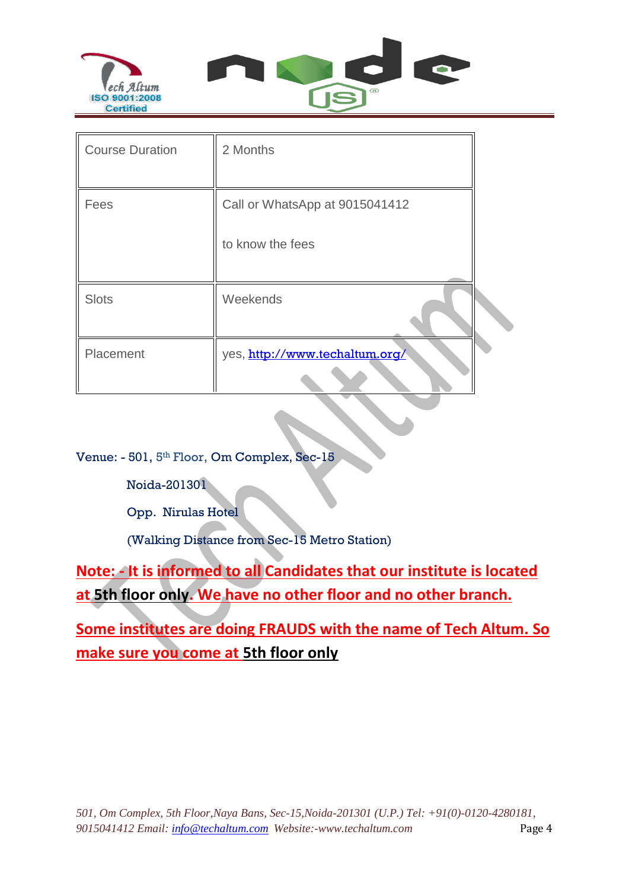| | |
|---|---|
| Course Duration | 2 Months |
| Fees | Call or WhatsApp at 9015041412<br><br>to know the fees |
| Slots | Weekends |
| Placement | yes, [http://www.techaltum.org/](http://www.techaltum.org/) |

Venue: - 501, 5th Floor, Om Complex, Sec-15

Noida-201301

Opp. Nirulas Hotel

(Walking Distance from Sec-15 Metro Station)

**Note: - It is informed to all Candidates that our institute is located at 5th floor only. We have no other floor and no other branch.**

**Some institutes are doing FRAUDS with the name of Tech Altum. So make sure you come at 5th floor only**